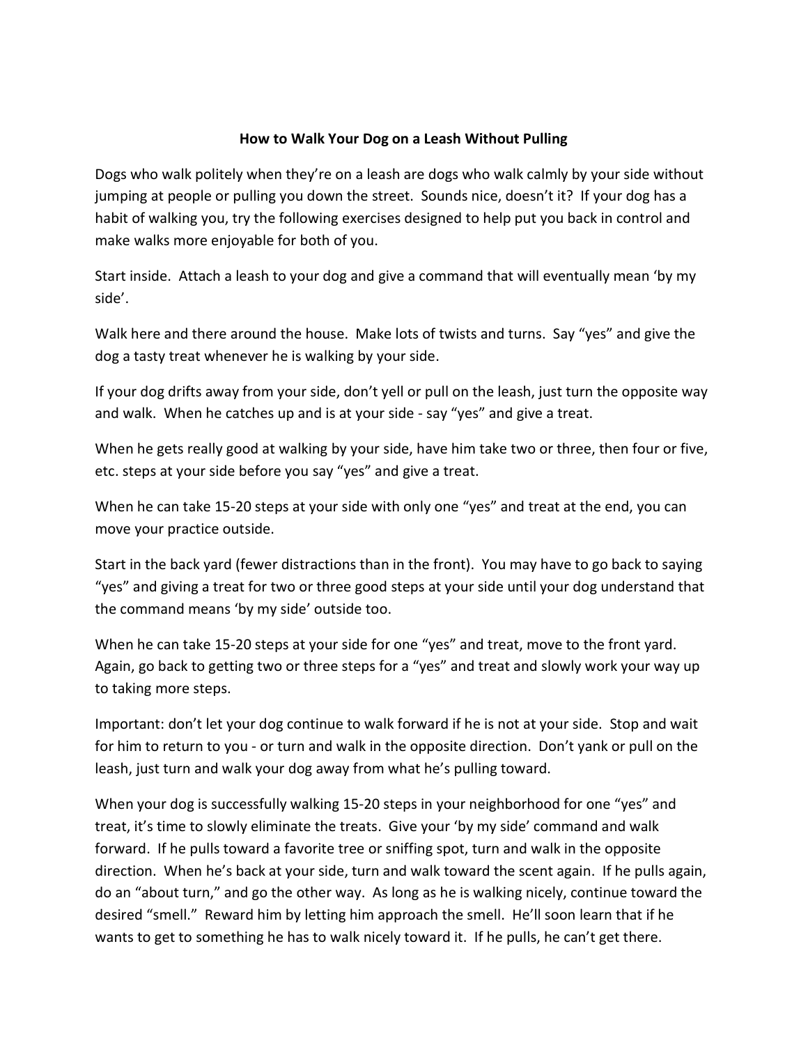# How to Walk Your Dog on a Leash Without Pulling

Dogs who walk politely when they're on a leash are dogs who walk calmly by your side without jumping at people or pulling you down the street. Sounds nice, doesn't it? If your dog has a habit of walking you, try the following exercises designed to help put you back in control and make walks more enjoyable for both of you.

Start inside. Attach a leash to your dog and give a command that will eventually mean 'by my side'.

Walk here and there around the house. Make lots of twists and turns. Say "yes" and give the dog a tasty treat whenever he is walking by your side.

If your dog drifts away from your side, don't yell or pull on the leash, just turn the opposite way and walk. When he catches up and is at your side - say "yes" and give a treat.

When he gets really good at walking by your side, have him take two or three, then four or five, etc. steps at your side before you say "yes" and give a treat.

When he can take 15-20 steps at your side with only one "yes" and treat at the end, you can move your practice outside.

Start in the back yard (fewer distractions than in the front). You may have to go back to saying "yes" and giving a treat for two or three good steps at your side until your dog understand that the command means 'by my side' outside too.

When he can take 15-20 steps at your side for one "yes" and treat, move to the front yard. Again, go back to getting two or three steps for a "yes" and treat and slowly work your way up to taking more steps.

Important: don't let your dog continue to walk forward if he is not at your side. Stop and wait for him to return to you - or turn and walk in the opposite direction. Don't yank or pull on the leash, just turn and walk your dog away from what he's pulling toward.

When your dog is successfully walking 15-20 steps in your neighborhood for one "yes" and treat, it's time to slowly eliminate the treats. Give your 'by my side' command and walk forward. If he pulls toward a favorite tree or sniffing spot, turn and walk in the opposite direction. When he's back at your side, turn and walk toward the scent again. If he pulls again, do an "about turn," and go the other way. As long as he is walking nicely, continue toward the desired "smell." Reward him by letting him approach the smell. He'll soon learn that if he wants to get to something he has to walk nicely toward it. If he pulls, he can't get there.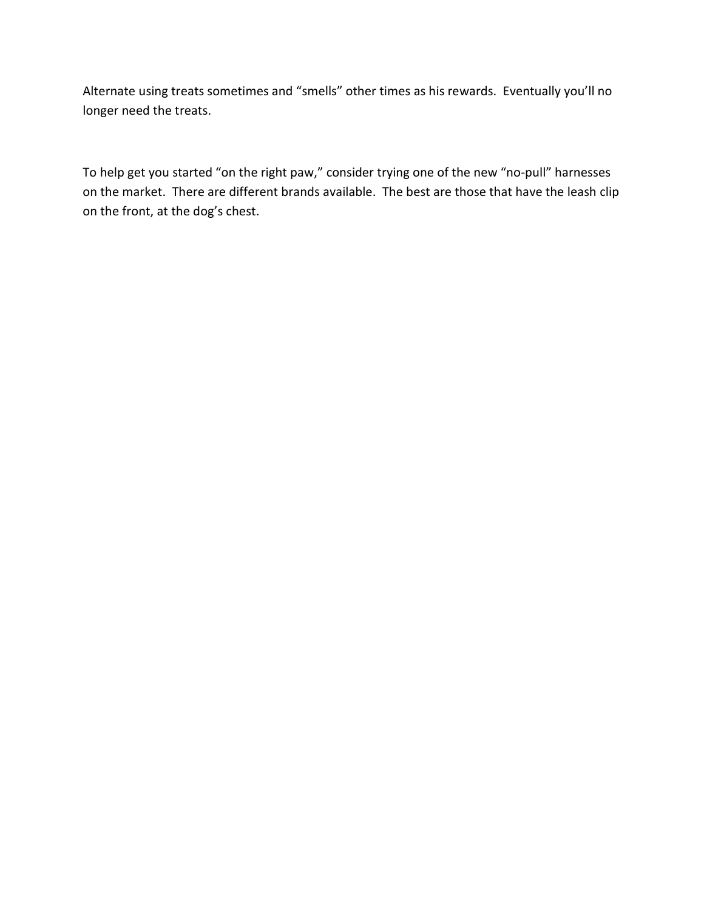Alternate using treats sometimes and "smells" other times as his rewards.  Eventually you'll no longer need the treats.

To help get you started "on the right paw," consider trying one of the new "no-pull" harnesses on the market.  There are different brands available.  The best are those that have the leash clip on the front, at the dog's chest.